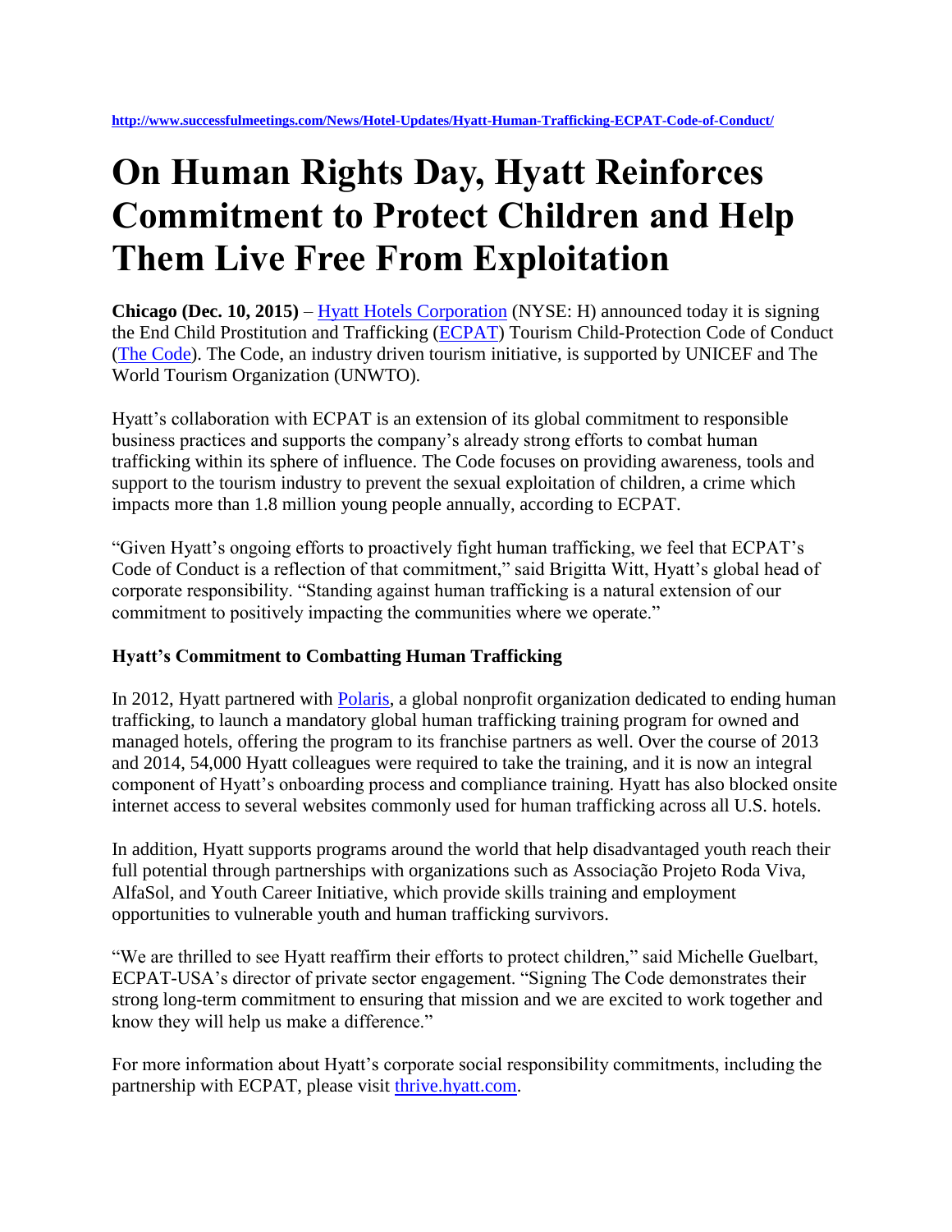http://www.successfulmeetings.com/News/Hotel-Updates/Hyatt-Human-Trafficking-ECPAT-Code-of-Conduct/

# On Human Rights Day, Hyatt Reinforces Commitment to Protect Children and Help Them Live Free From Exploitation

**Chicago (Dec. 10, 2015)** – Hyatt Hotels Corporation (NYSE: H) announced today it is signing the End Child Prostitution and Trafficking (ECPAT) Tourism Child-Protection Code of Conduct (The Code). The Code, an industry driven tourism initiative, is supported by UNICEF and The World Tourism Organization (UNWTO).

Hyatt's collaboration with ECPAT is an extension of its global commitment to responsible business practices and supports the company's already strong efforts to combat human trafficking within its sphere of influence. The Code focuses on providing awareness, tools and support to the tourism industry to prevent the sexual exploitation of children, a crime which impacts more than 1.8 million young people annually, according to ECPAT.

"Given Hyatt's ongoing efforts to proactively fight human trafficking, we feel that ECPAT's Code of Conduct is a reflection of that commitment," said Brigitta Witt, Hyatt's global head of corporate responsibility. "Standing against human trafficking is a natural extension of our commitment to positively impacting the communities where we operate."

### Hyatt's Commitment to Combatting Human Trafficking

In 2012, Hyatt partnered with Polaris, a global nonprofit organization dedicated to ending human trafficking, to launch a mandatory global human trafficking training program for owned and managed hotels, offering the program to its franchise partners as well. Over the course of 2013 and 2014, 54,000 Hyatt colleagues were required to take the training, and it is now an integral component of Hyatt's onboarding process and compliance training. Hyatt has also blocked onsite internet access to several websites commonly used for human trafficking across all U.S. hotels.

In addition, Hyatt supports programs around the world that help disadvantaged youth reach their full potential through partnerships with organizations such as Associação Projeto Roda Viva, AlfaSol, and Youth Career Initiative, which provide skills training and employment opportunities to vulnerable youth and human trafficking survivors.

"We are thrilled to see Hyatt reaffirm their efforts to protect children," said Michelle Guelbart, ECPAT-USA's director of private sector engagement. "Signing The Code demonstrates their strong long-term commitment to ensuring that mission and we are excited to work together and know they will help us make a difference."

For more information about Hyatt's corporate social responsibility commitments, including the partnership with ECPAT, please visit thrive.hyatt.com.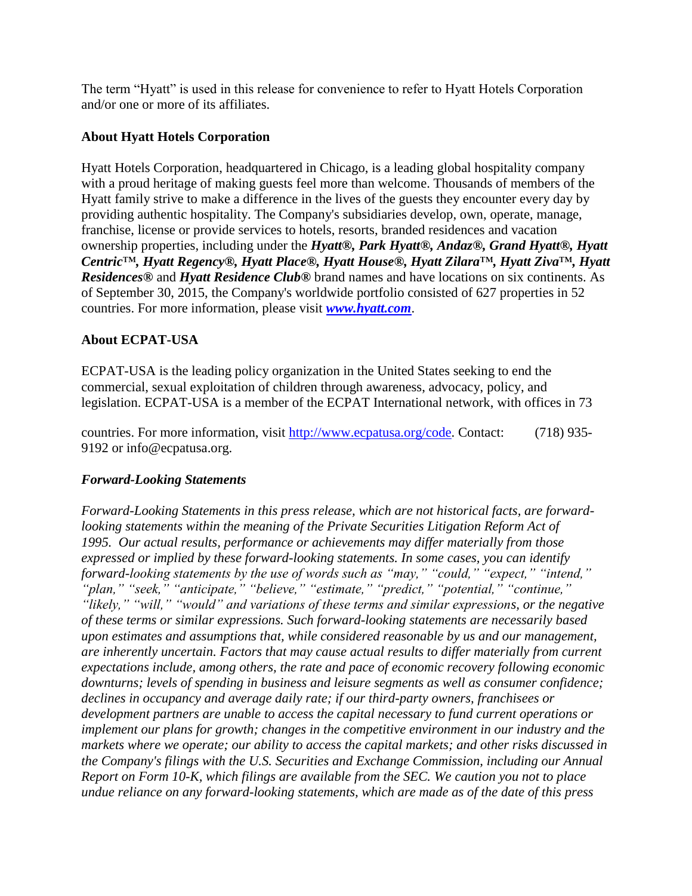The term "Hyatt" is used in this release for convenience to refer to Hyatt Hotels Corporation and/or one or more of its affiliates.

**About Hyatt Hotels Corporation**

Hyatt Hotels Corporation, headquartered in Chicago, is a leading global hospitality company with a proud heritage of making guests feel more than welcome. Thousands of members of the Hyatt family strive to make a difference in the lives of the guests they encounter every day by providing authentic hospitality. The Company's subsidiaries develop, own, operate, manage, franchise, license or provide services to hotels, resorts, branded residences and vacation ownership properties, including under the ***Hyatt®, Park Hyatt®, Andaz®, Grand Hyatt®, Hyatt Centric™, Hyatt Regency®, Hyatt Place®, Hyatt House®, Hyatt Zilara™, Hyatt Ziva™, Hyatt Residences®*** and ***Hyatt Residence Club®*** brand names and have locations on six continents. As of September 30, 2015, the Company's worldwide portfolio consisted of 627 properties in 52 countries. For more information, please visit ***www.hyatt.com***.

**About ECPAT-USA**

ECPAT-USA is the leading policy organization in the United States seeking to end the commercial, sexual exploitation of children through awareness, advocacy, policy, and legislation. ECPAT-USA is a member of the ECPAT International network, with offices in 73 countries. For more information, visit http://www.ecpatusa.org/code. Contact: (718) 935-9192 or info@ecpatusa.org.

***Forward-Looking Statements***

*Forward-Looking Statements in this press release, which are not historical facts, are forward-looking statements within the meaning of the Private Securities Litigation Reform Act of 1995. Our actual results, performance or achievements may differ materially from those expressed or implied by these forward-looking statements. In some cases, you can identify forward-looking statements by the use of words such as "may," "could," "expect," "intend," "plan," "seek," "anticipate," "believe," "estimate," "predict," "potential," "continue," "likely," "will," "would" and variations of these terms and similar expressions, or the negative of these terms or similar expressions. Such forward-looking statements are necessarily based upon estimates and assumptions that, while considered reasonable by us and our management, are inherently uncertain. Factors that may cause actual results to differ materially from current expectations include, among others, the rate and pace of economic recovery following economic downturns; levels of spending in business and leisure segments as well as consumer confidence; declines in occupancy and average daily rate; if our third-party owners, franchisees or development partners are unable to access the capital necessary to fund current operations or implement our plans for growth; changes in the competitive environment in our industry and the markets where we operate; our ability to access the capital markets; and other risks discussed in the Company's filings with the U.S. Securities and Exchange Commission, including our Annual Report on Form 10-K, which filings are available from the SEC. We caution you not to place undue reliance on any forward-looking statements, which are made as of the date of this press*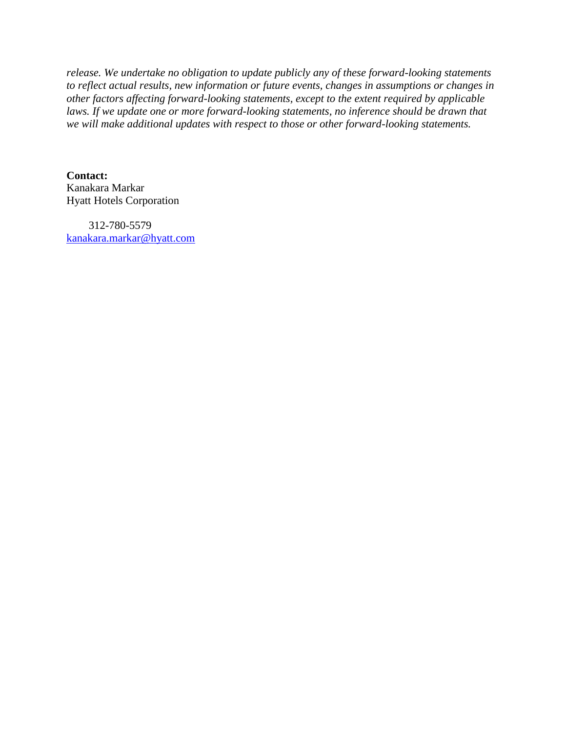*release. We undertake no obligation to update publicly any of these forward-looking statements to reflect actual results, new information or future events, changes in assumptions or changes in other factors affecting forward-looking statements, except to the extent required by applicable laws. If we update one or more forward-looking statements, no inference should be drawn that we will make additional updates with respect to those or other forward-looking statements.*

**Contact:**
Kanakara Markar
Hyatt Hotels Corporation

312-780-5579
kanakara.markar@hyatt.com